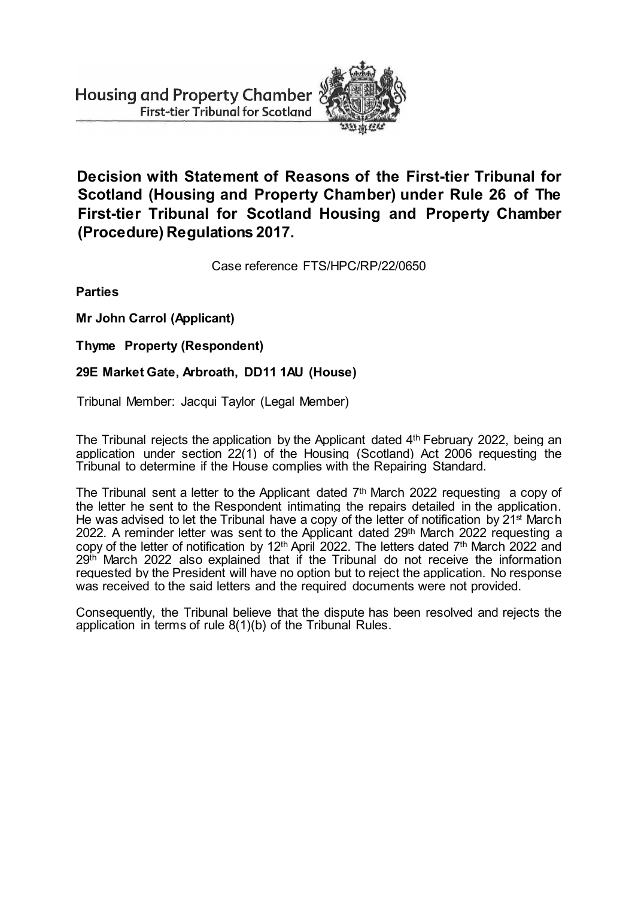Housing and Property Chamber
First-tier Tribunal for Scotland

# Decision with Statement of Reasons of the First-tier Tribunal for Scotland (Housing and Property Chamber) under Rule 26 of The First-tier Tribunal for Scotland Housing and Property Chamber (Procedure) Regulations 2017.

Case reference FTS/HPC/RP/22/0650

**Parties**

**Mr John Carrol (Applicant)**

**Thyme Property (Respondent)**

**29E Market Gate, Arbroath, DD11 1AU (House)**

Tribunal Member: Jacqui Taylor (Legal Member)

The Tribunal rejects the application by the Applicant dated 4th February 2022, being an application under section 22(1) of the Housing (Scotland) Act 2006 requesting the Tribunal to determine if the House complies with the Repairing Standard.

The Tribunal sent a letter to the Applicant dated 7th March 2022 requesting a copy of the letter he sent to the Respondent intimating the repairs detailed in the application. He was advised to let the Tribunal have a copy of the letter of notification by 21st March 2022. A reminder letter was sent to the Applicant dated 29th March 2022 requesting a copy of the letter of notification by 12th April 2022. The letters dated 7th March 2022 and 29th March 2022 also explained that if the Tribunal do not receive the information requested by the President will have no option but to reject the application. No response was received to the said letters and the required documents were not provided.

Consequently, the Tribunal believe that the dispute has been resolved and rejects the application in terms of rule 8(1)(b) of the Tribunal Rules.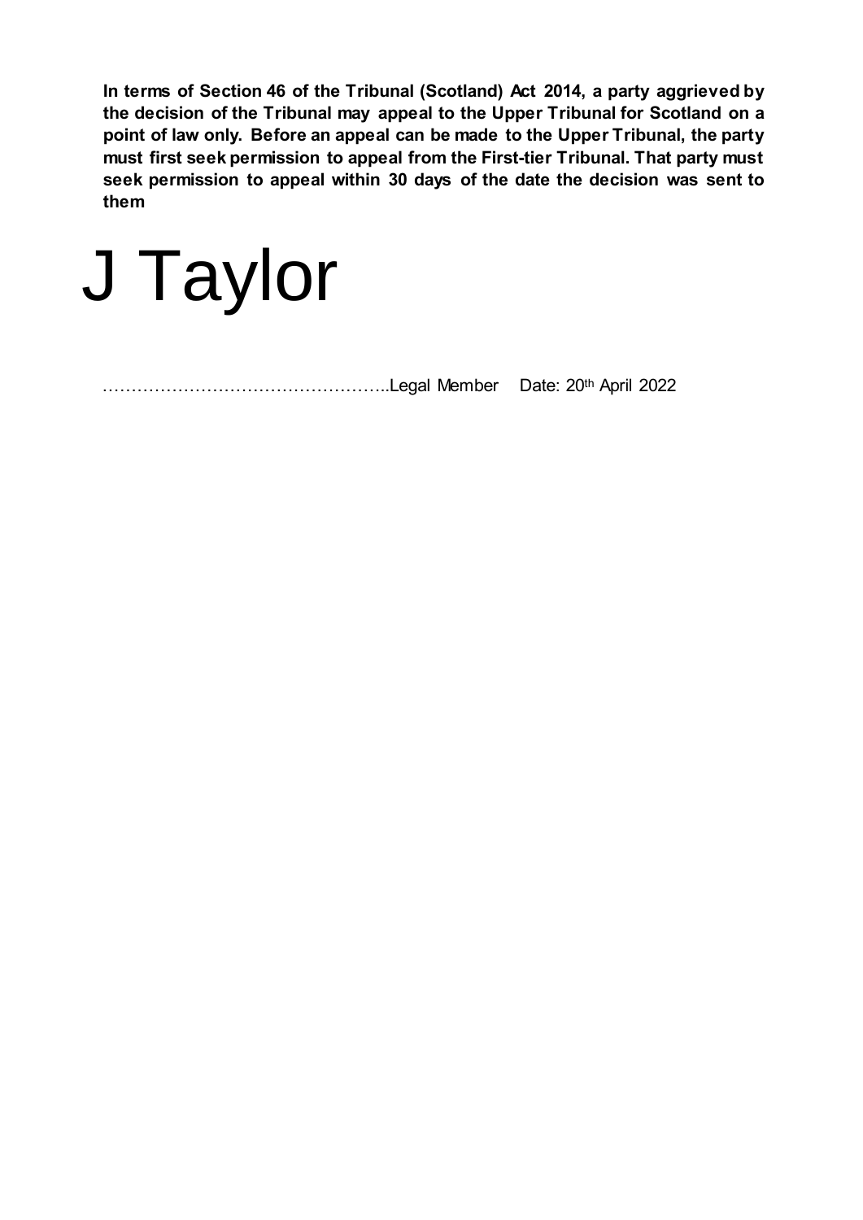**In terms of Section 46 of the Tribunal (Scotland) Act 2014, a party aggrieved by the decision of the Tribunal may appeal to the Upper Tribunal for Scotland on a point of law only. Before an appeal can be made to the Upper Tribunal, the party must first seek permission to appeal from the First-tier Tribunal. That party must seek permission to appeal within 30 days of the date the decision was sent to them**

J Taylor

…………………………………………..Legal Member Date: 20th April 2022